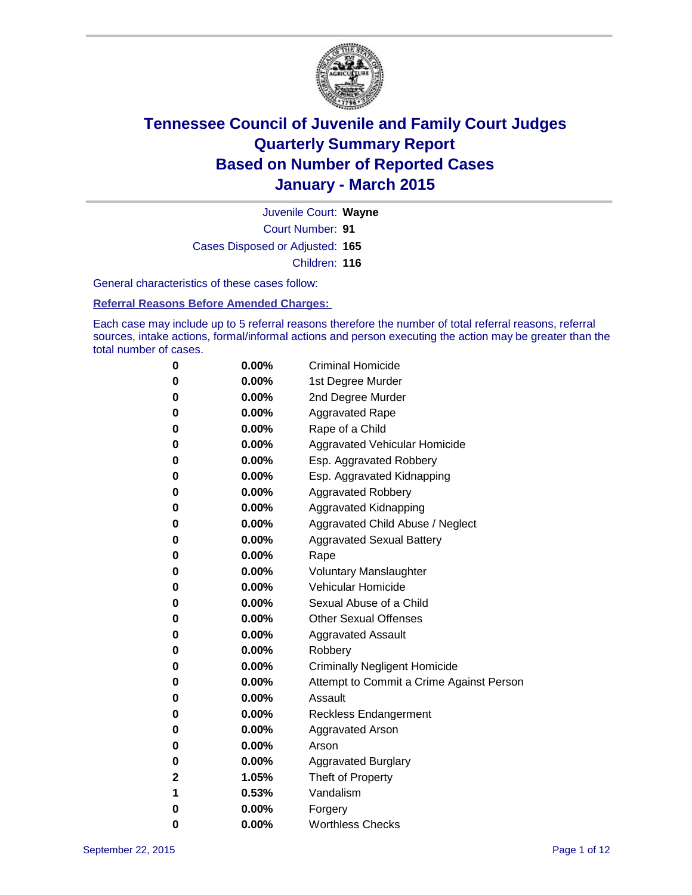# Tennessee Council of Juvenile and Family Court Judges
## Quarterly Summary Report
## Based on Number of Reported Cases
## January - March 2015

Juvenile Court: **Wayne**
Court Number: **91**
Cases Disposed or Adjusted: **165**
Children: **116**

General characteristics of these cases follow:

**Referral Reasons Before Amended Charges:**

Each case may include up to 5 referral reasons therefore the number of total referral reasons, referral sources, intake actions, formal/informal actions and person executing the action may be greater than the total number of cases.

| Count | Percent | Referral Reason |
|---|---|---|
| 0 | 0.00% | Criminal Homicide |
| 0 | 0.00% | 1st Degree Murder |
| 0 | 0.00% | 2nd Degree Murder |
| 0 | 0.00% | Aggravated Rape |
| 0 | 0.00% | Rape of a Child |
| 0 | 0.00% | Aggravated Vehicular Homicide |
| 0 | 0.00% | Esp. Aggravated Robbery |
| 0 | 0.00% | Esp. Aggravated Kidnapping |
| 0 | 0.00% | Aggravated Robbery |
| 0 | 0.00% | Aggravated Kidnapping |
| 0 | 0.00% | Aggravated Child Abuse / Neglect |
| 0 | 0.00% | Aggravated Sexual Battery |
| 0 | 0.00% | Rape |
| 0 | 0.00% | Voluntary Manslaughter |
| 0 | 0.00% | Vehicular Homicide |
| 0 | 0.00% | Sexual Abuse of a Child |
| 0 | 0.00% | Other Sexual Offenses |
| 0 | 0.00% | Aggravated Assault |
| 0 | 0.00% | Robbery |
| 0 | 0.00% | Criminally Negligent Homicide |
| 0 | 0.00% | Attempt to Commit a Crime Against Person |
| 0 | 0.00% | Assault |
| 0 | 0.00% | Reckless Endangerment |
| 0 | 0.00% | Aggravated Arson |
| 0 | 0.00% | Arson |
| 0 | 0.00% | Aggravated Burglary |
| 2 | 1.05% | Theft of Property |
| 1 | 0.53% | Vandalism |
| 0 | 0.00% | Forgery |
| 0 | 0.00% | Worthless Checks |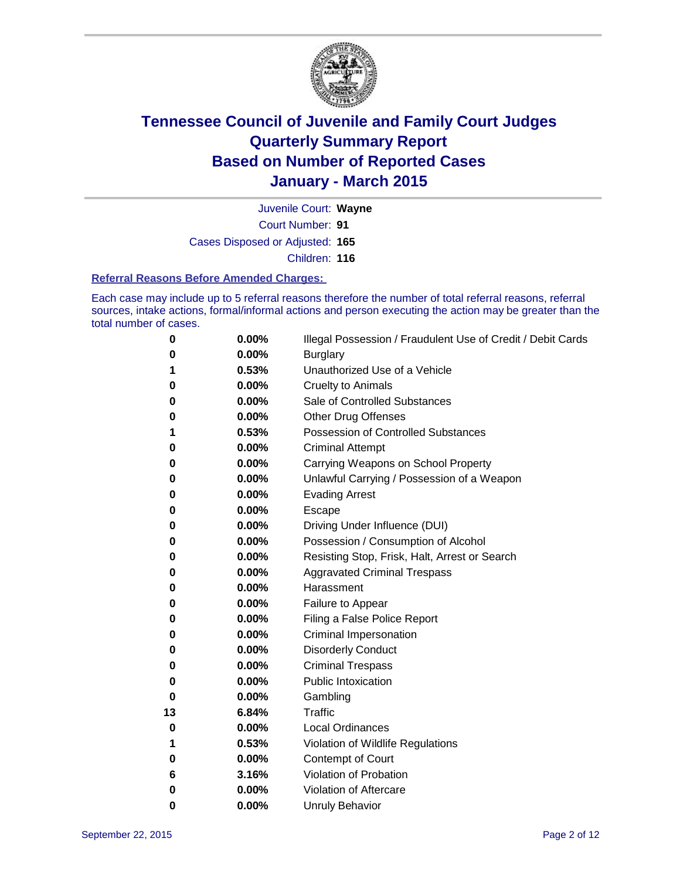# Tennessee Council of Juvenile and Family Court Judges
## Quarterly Summary Report
## Based on Number of Reported Cases
## January - March 2015

Juvenile Court: **Wayne**

Court Number: **91**

Cases Disposed or Adjusted: **165**

Children: **116**

### Referral Reasons Before Amended Charges:

Each case may include up to 5 referral reasons therefore the number of total referral reasons, referral sources, intake actions, formal/informal actions and person executing the action may be greater than the total number of cases.

| Count | Percent | Referral Reason |
|---|---|---|
| 0 | 0.00% | Illegal Possession / Fraudulent Use of Credit / Debit Cards |
| 0 | 0.00% | Burglary |
| 1 | 0.53% | Unauthorized Use of a Vehicle |
| 0 | 0.00% | Cruelty to Animals |
| 0 | 0.00% | Sale of Controlled Substances |
| 0 | 0.00% | Other Drug Offenses |
| 1 | 0.53% | Possession of Controlled Substances |
| 0 | 0.00% | Criminal Attempt |
| 0 | 0.00% | Carrying Weapons on School Property |
| 0 | 0.00% | Unlawful Carrying / Possession of a Weapon |
| 0 | 0.00% | Evading Arrest |
| 0 | 0.00% | Escape |
| 0 | 0.00% | Driving Under Influence (DUI) |
| 0 | 0.00% | Possession / Consumption of Alcohol |
| 0 | 0.00% | Resisting Stop, Frisk, Halt, Arrest or Search |
| 0 | 0.00% | Aggravated Criminal Trespass |
| 0 | 0.00% | Harassment |
| 0 | 0.00% | Failure to Appear |
| 0 | 0.00% | Filing a False Police Report |
| 0 | 0.00% | Criminal Impersonation |
| 0 | 0.00% | Disorderly Conduct |
| 0 | 0.00% | Criminal Trespass |
| 0 | 0.00% | Public Intoxication |
| 0 | 0.00% | Gambling |
| 13 | 6.84% | Traffic |
| 0 | 0.00% | Local Ordinances |
| 1 | 0.53% | Violation of Wildlife Regulations |
| 0 | 0.00% | Contempt of Court |
| 6 | 3.16% | Violation of Probation |
| 0 | 0.00% | Violation of Aftercare |
| 0 | 0.00% | Unruly Behavior |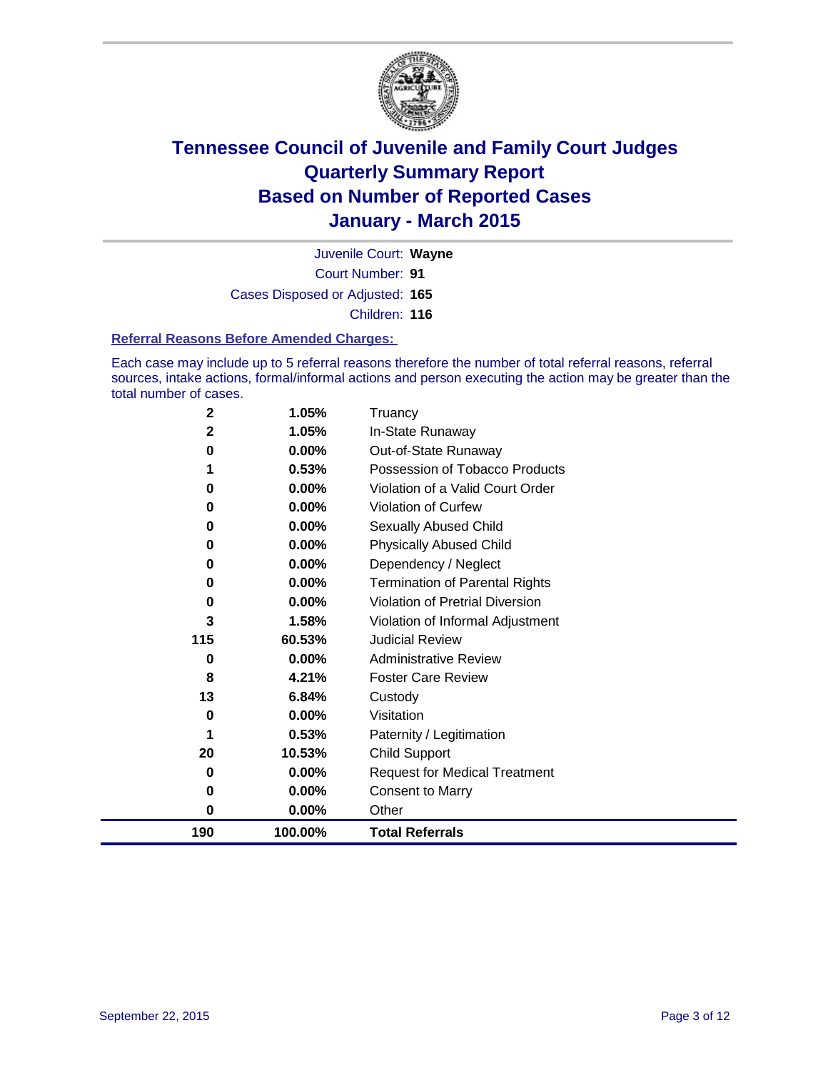# Tennessee Council of Juvenile and Family Court Judges
## Quarterly Summary Report
## Based on Number of Reported Cases
## January - March 2015

Juvenile Court: **Wayne**

Court Number: **91**

Cases Disposed or Adjusted: **165**

Children: **116**

### Referral Reasons Before Amended Charges:

Each case may include up to 5 referral reasons therefore the number of total referral reasons, referral sources, intake actions, formal/informal actions and person executing the action may be greater than the total number of cases.

| Count | Percent | Referral Reason |
|---|---|---|
| 2 | 1.05% | Truancy |
| 2 | 1.05% | In-State Runaway |
| 0 | 0.00% | Out-of-State Runaway |
| 1 | 0.53% | Possession of Tobacco Products |
| 0 | 0.00% | Violation of a Valid Court Order |
| 0 | 0.00% | Violation of Curfew |
| 0 | 0.00% | Sexually Abused Child |
| 0 | 0.00% | Physically Abused Child |
| 0 | 0.00% | Dependency / Neglect |
| 0 | 0.00% | Termination of Parental Rights |
| 0 | 0.00% | Violation of Pretrial Diversion |
| 3 | 1.58% | Violation of Informal Adjustment |
| 115 | 60.53% | Judicial Review |
| 0 | 0.00% | Administrative Review |
| 8 | 4.21% | Foster Care Review |
| 13 | 6.84% | Custody |
| 0 | 0.00% | Visitation |
| 1 | 0.53% | Paternity / Legitimation |
| 20 | 10.53% | Child Support |
| 0 | 0.00% | Request for Medical Treatment |
| 0 | 0.00% | Consent to Marry |
| 0 | 0.00% | Other |
| **190** | **100.00%** | **Total Referrals** |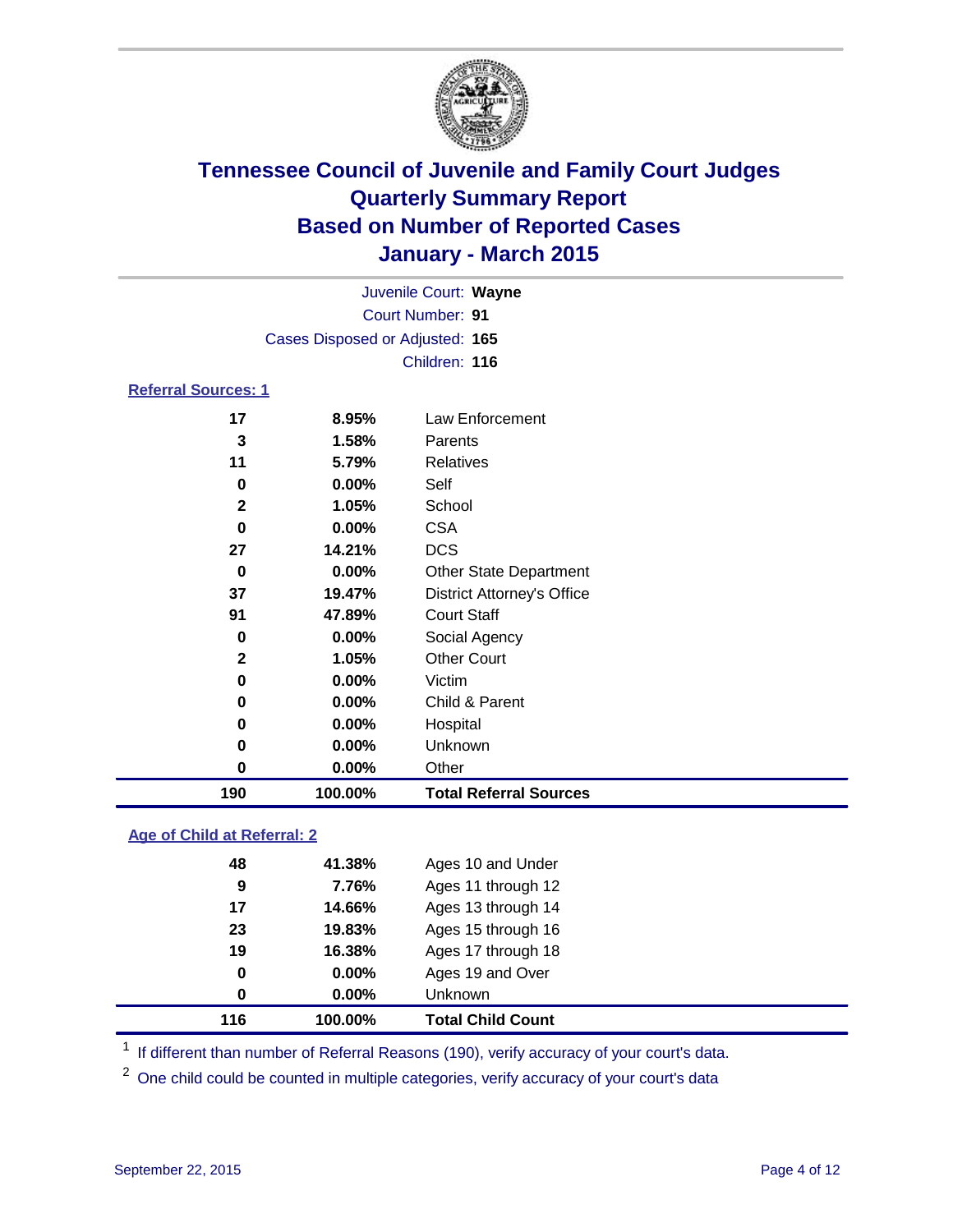# Tennessee Council of Juvenile and Family Court Judges
## Quarterly Summary Report
## Based on Number of Reported Cases
## January - March 2015

Juvenile Court: **Wayne**
Court Number: **91**
Cases Disposed or Adjusted: **165**
Children: **116**

### Referral Sources: 1

| Count | Percent | Source |
|---|---|---|
| 17 | 8.95% | Law Enforcement |
| 3 | 1.58% | Parents |
| 11 | 5.79% | Relatives |
| 0 | 0.00% | Self |
| 2 | 1.05% | School |
| 0 | 0.00% | CSA |
| 27 | 14.21% | DCS |
| 0 | 0.00% | Other State Department |
| 37 | 19.47% | District Attorney's Office |
| 91 | 47.89% | Court Staff |
| 0 | 0.00% | Social Agency |
| 2 | 1.05% | Other Court |
| 0 | 0.00% | Victim |
| 0 | 0.00% | Child & Parent |
| 0 | 0.00% | Hospital |
| 0 | 0.00% | Unknown |
| 0 | 0.00% | Other |
| **190** | **100.00%** | **Total Referral Sources** |

### Age of Child at Referral: 2

| Count | Percent | Age |
|---|---|---|
| 48 | 41.38% | Ages 10 and Under |
| 9 | 7.76% | Ages 11 through 12 |
| 17 | 14.66% | Ages 13 through 14 |
| 23 | 19.83% | Ages 15 through 16 |
| 19 | 16.38% | Ages 17 through 18 |
| 0 | 0.00% | Ages 19 and Over |
| 0 | 0.00% | Unknown |
| **116** | **100.00%** | **Total Child Count** |

[1] If different than number of Referral Reasons (190), verify accuracy of your court's data.

[2] One child could be counted in multiple categories, verify accuracy of your court's data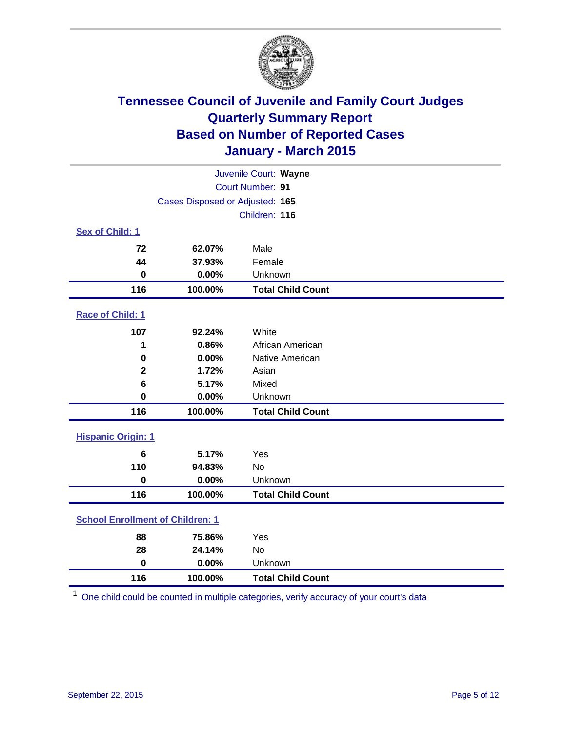# Tennessee Council of Juvenile and Family Court Judges
## Quarterly Summary Report
## Based on Number of Reported Cases
## January - March 2015

Juvenile Court: **Wayne**

Court Number: **91**

Cases Disposed or Adjusted: **165**

Children: **116**

### Sex of Child: 1

| | | |
|---|---|---|
| **72** | **62.07%** | Male |
| **44** | **37.93%** | Female |
| **0** | **0.00%** | Unknown |
| **116** | **100.00%** | **Total Child Count** |

### Race of Child: 1

| | | |
|---|---|---|
| **107** | **92.24%** | White |
| **1** | **0.86%** | African American |
| **0** | **0.00%** | Native American |
| **2** | **1.72%** | Asian |
| **6** | **5.17%** | Mixed |
| **0** | **0.00%** | Unknown |
| **116** | **100.00%** | **Total Child Count** |

### Hispanic Origin: 1

| | | |
|---|---|---|
| **6** | **5.17%** | Yes |
| **110** | **94.83%** | No |
| **0** | **0.00%** | Unknown |
| **116** | **100.00%** | **Total Child Count** |

### School Enrollment of Children: 1

| | | |
|---|---|---|
| **88** | **75.86%** | Yes |
| **28** | **24.14%** | No |
| **0** | **0.00%** | Unknown |
| **116** | **100.00%** | **Total Child Count** |

[1] One child could be counted in multiple categories, verify accuracy of your court's data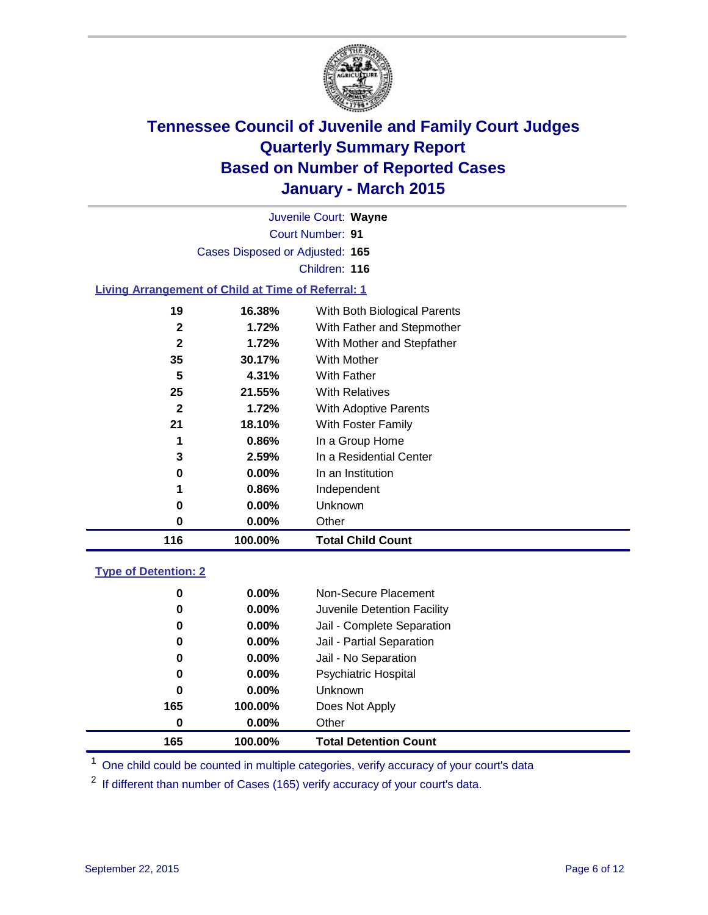# Tennessee Council of Juvenile and Family Court Judges
# Quarterly Summary Report
# Based on Number of Reported Cases
# January - March 2015

Juvenile Court: **Wayne**
Court Number: **91**
Cases Disposed or Adjusted: **165**
Children: **116**

### Living Arrangement of Child at Time of Referral: 1

| Count | Percent | Category |
|---|---|---|
| 19 | 16.38% | With Both Biological Parents |
| 2 | 1.72% | With Father and Stepmother |
| 2 | 1.72% | With Mother and Stepfather |
| 35 | 30.17% | With Mother |
| 5 | 4.31% | With Father |
| 25 | 21.55% | With Relatives |
| 2 | 1.72% | With Adoptive Parents |
| 21 | 18.10% | With Foster Family |
| 1 | 0.86% | In a Group Home |
| 3 | 2.59% | In a Residential Center |
| 0 | 0.00% | In an Institution |
| 1 | 0.86% | Independent |
| 0 | 0.00% | Unknown |
| 0 | 0.00% | Other |
| **116** | **100.00%** | **Total Child Count** |

### Type of Detention: 2

| Count | Percent | Category |
|---|---|---|
| 0 | 0.00% | Non-Secure Placement |
| 0 | 0.00% | Juvenile Detention Facility |
| 0 | 0.00% | Jail - Complete Separation |
| 0 | 0.00% | Jail - Partial Separation |
| 0 | 0.00% | Jail - No Separation |
| 0 | 0.00% | Psychiatric Hospital |
| 0 | 0.00% | Unknown |
| 165 | 100.00% | Does Not Apply |
| 0 | 0.00% | Other |
| **165** | **100.00%** | **Total Detention Count** |

[1] One child could be counted in multiple categories, verify accuracy of your court's data

[2] If different than number of Cases (165) verify accuracy of your court's data.

September 22, 2015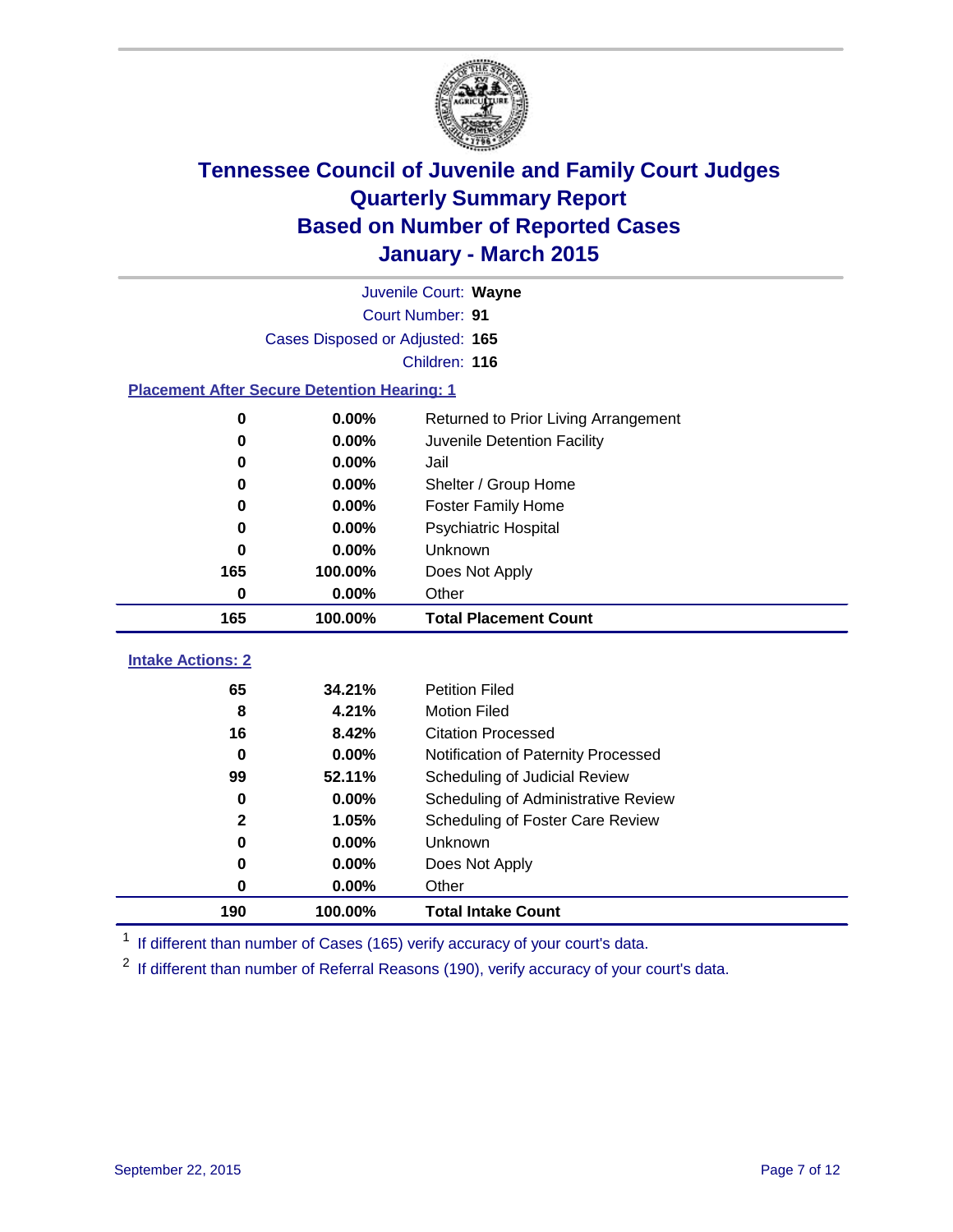# Tennessee Council of Juvenile and Family Court Judges
## Quarterly Summary Report
## Based on Number of Reported Cases
## January - March 2015

Juvenile Court: **Wayne**

Court Number: **91**

Cases Disposed or Adjusted: **165**

Children: **116**

### Placement After Secure Detention Hearing: 1

| Count | Percent | Placement |
|---|---|---|
| 0 | 0.00% | Returned to Prior Living Arrangement |
| 0 | 0.00% | Juvenile Detention Facility |
| 0 | 0.00% | Jail |
| 0 | 0.00% | Shelter / Group Home |
| 0 | 0.00% | Foster Family Home |
| 0 | 0.00% | Psychiatric Hospital |
| 0 | 0.00% | Unknown |
| 165 | 100.00% | Does Not Apply |
| 0 | 0.00% | Other |
| **165** | **100.00%** | **Total Placement Count** |

### Intake Actions: 2

| Count | Percent | Intake Action |
|---|---|---|
| 65 | 34.21% | Petition Filed |
| 8 | 4.21% | Motion Filed |
| 16 | 8.42% | Citation Processed |
| 0 | 0.00% | Notification of Paternity Processed |
| 99 | 52.11% | Scheduling of Judicial Review |
| 0 | 0.00% | Scheduling of Administrative Review |
| 2 | 1.05% | Scheduling of Foster Care Review |
| 0 | 0.00% | Unknown |
| 0 | 0.00% | Does Not Apply |
| 0 | 0.00% | Other |
| **190** | **100.00%** | **Total Intake Count** |

[1] If different than number of Cases (165) verify accuracy of your court's data.

[2] If different than number of Referral Reasons (190), verify accuracy of your court's data.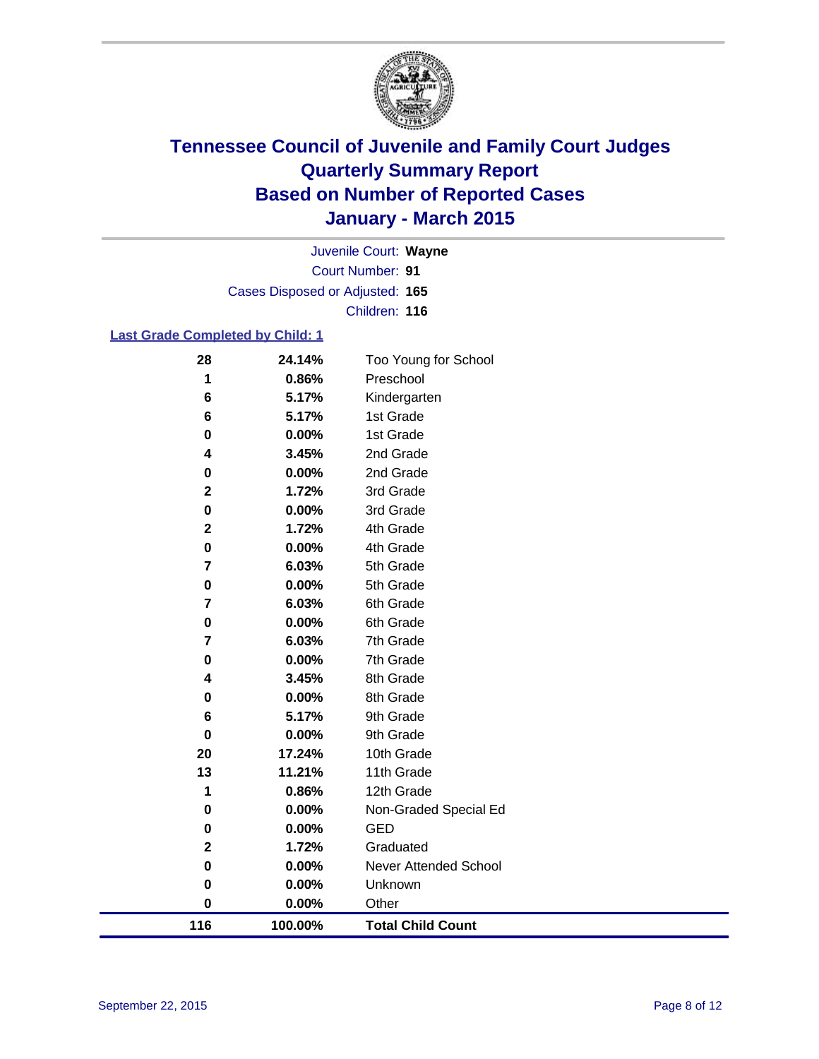# Tennessee Council of Juvenile and Family Court Judges
# Quarterly Summary Report
# Based on Number of Reported Cases
# January - March 2015

Juvenile Court: **Wayne**
Court Number: **91**
Cases Disposed or Adjusted: **165**
Children: **116**

## Last Grade Completed by Child: 1

| Count | Percent | Grade |
|---|---|---|
| 28 | 24.14% | Too Young for School |
| 1 | 0.86% | Preschool |
| 6 | 5.17% | Kindergarten |
| 6 | 5.17% | 1st Grade |
| 0 | 0.00% | 1st Grade |
| 4 | 3.45% | 2nd Grade |
| 0 | 0.00% | 2nd Grade |
| 2 | 1.72% | 3rd Grade |
| 0 | 0.00% | 3rd Grade |
| 2 | 1.72% | 4th Grade |
| 0 | 0.00% | 4th Grade |
| 7 | 6.03% | 5th Grade |
| 0 | 0.00% | 5th Grade |
| 7 | 6.03% | 6th Grade |
| 0 | 0.00% | 6th Grade |
| 7 | 6.03% | 7th Grade |
| 0 | 0.00% | 7th Grade |
| 4 | 3.45% | 8th Grade |
| 0 | 0.00% | 8th Grade |
| 6 | 5.17% | 9th Grade |
| 0 | 0.00% | 9th Grade |
| 20 | 17.24% | 10th Grade |
| 13 | 11.21% | 11th Grade |
| 1 | 0.86% | 12th Grade |
| 0 | 0.00% | Non-Graded Special Ed |
| 0 | 0.00% | GED |
| 2 | 1.72% | Graduated |
| 0 | 0.00% | Never Attended School |
| 0 | 0.00% | Unknown |
| 0 | 0.00% | Other |
| **116** | **100.00%** | **Total Child Count** |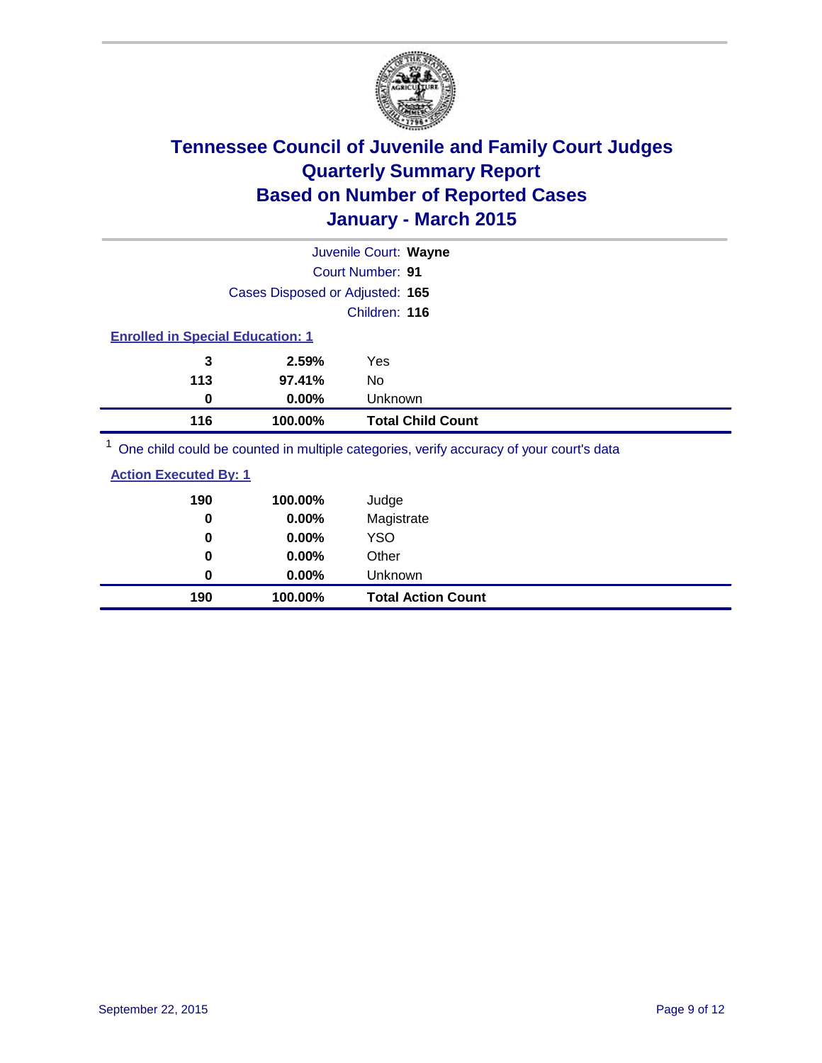# Tennessee Council of Juvenile and Family Court Judges
# Quarterly Summary Report
# Based on Number of Reported Cases
# January - March 2015

Juvenile Court: **Wayne**

Court Number: **91**

Cases Disposed or Adjusted: **165**

Children: **116**

**Enrolled in Special Education: 1**

| Count | Percent | Category |
|---|---|---|
| 3 | 2.59% | Yes |
| 113 | 97.41% | No |
| 0 | 0.00% | Unknown |
| **116** | **100.00%** | **Total Child Count** |

[1] One child could be counted in multiple categories, verify accuracy of your court's data

**Action Executed By: 1**

| Count | Percent | Category |
|---|---|---|
| 190 | 100.00% | Judge |
| 0 | 0.00% | Magistrate |
| 0 | 0.00% | YSO |
| 0 | 0.00% | Other |
| 0 | 0.00% | Unknown |
| **190** | **100.00%** | **Total Action Count** |

September 22, 2015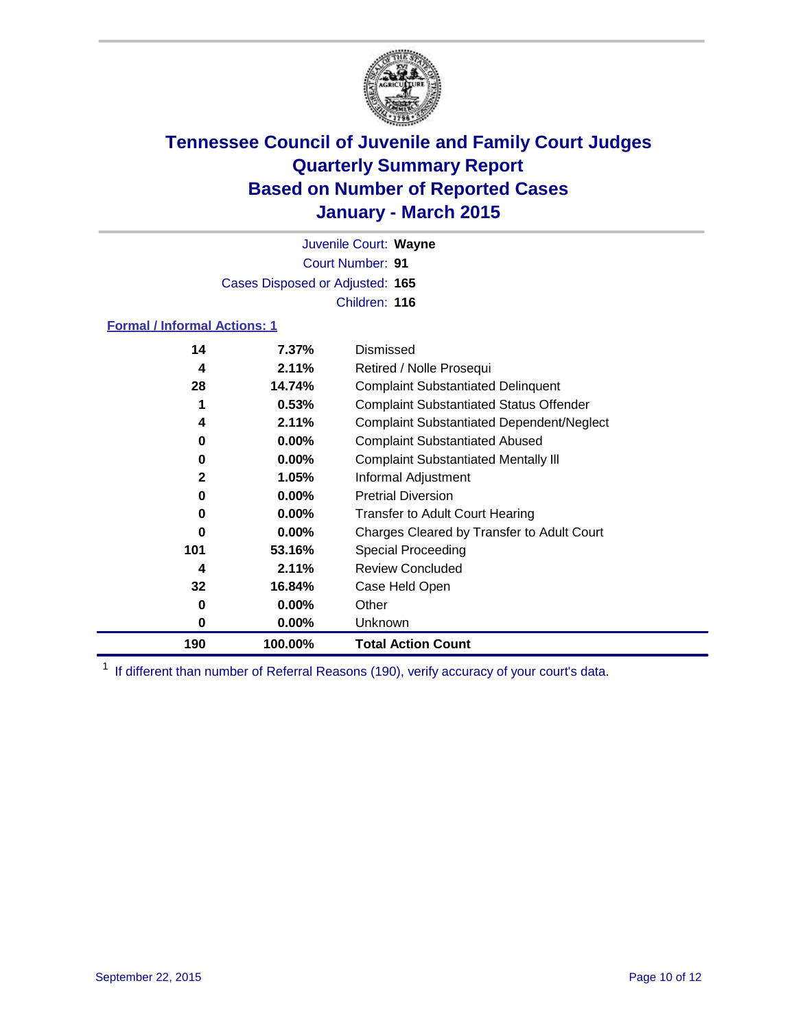# Tennessee Council of Juvenile and Family Court Judges
## Quarterly Summary Report
## Based on Number of Reported Cases
## January - March 2015

Juvenile Court: **Wayne**
Court Number: **91**
Cases Disposed or Adjusted: **165**
Children: **116**

### Formal / Informal Actions: 1

| | | |
|---|---|---|
| **14** | **7.37%** | Dismissed |
| **4** | **2.11%** | Retired / Nolle Prosequi |
| **28** | **14.74%** | Complaint Substantiated Delinquent |
| **1** | **0.53%** | Complaint Substantiated Status Offender |
| **4** | **2.11%** | Complaint Substantiated Dependent/Neglect |
| **0** | **0.00%** | Complaint Substantiated Abused |
| **0** | **0.00%** | Complaint Substantiated Mentally Ill |
| **2** | **1.05%** | Informal Adjustment |
| **0** | **0.00%** | Pretrial Diversion |
| **0** | **0.00%** | Transfer to Adult Court Hearing |
| **0** | **0.00%** | Charges Cleared by Transfer to Adult Court |
| **101** | **53.16%** | Special Proceeding |
| **4** | **2.11%** | Review Concluded |
| **32** | **16.84%** | Case Held Open |
| **0** | **0.00%** | Other |
| **0** | **0.00%** | Unknown |
| **190** | **100.00%** | **Total Action Count** |

[1] If different than number of Referral Reasons (190), verify accuracy of your court's data.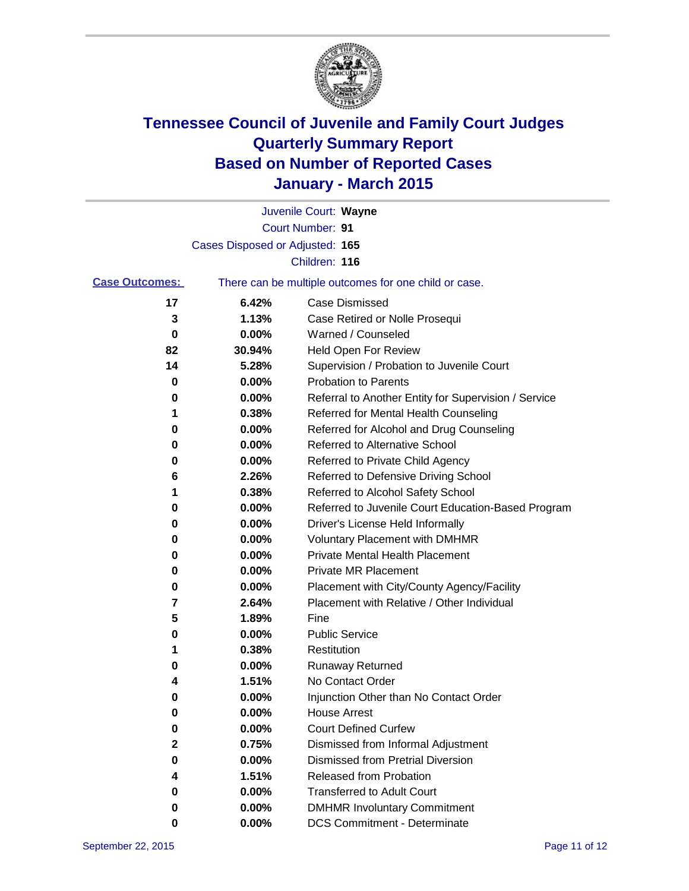# Tennessee Council of Juvenile and Family Court Judges
# Quarterly Summary Report
# Based on Number of Reported Cases
# January - March 2015

Juvenile Court: **Wayne**

Court Number: **91**

Cases Disposed or Adjusted: **165**

Children: **116**

**Case Outcomes:** There can be multiple outcomes for one child or case.

| Count | Percent | Outcome |
|---|---|---|
| 17 | 6.42% | Case Dismissed |
| 3 | 1.13% | Case Retired or Nolle Prosequi |
| 0 | 0.00% | Warned / Counseled |
| 82 | 30.94% | Held Open For Review |
| 14 | 5.28% | Supervision / Probation to Juvenile Court |
| 0 | 0.00% | Probation to Parents |
| 0 | 0.00% | Referral to Another Entity for Supervision / Service |
| 1 | 0.38% | Referred for Mental Health Counseling |
| 0 | 0.00% | Referred for Alcohol and Drug Counseling |
| 0 | 0.00% | Referred to Alternative School |
| 0 | 0.00% | Referred to Private Child Agency |
| 6 | 2.26% | Referred to Defensive Driving School |
| 1 | 0.38% | Referred to Alcohol Safety School |
| 0 | 0.00% | Referred to Juvenile Court Education-Based Program |
| 0 | 0.00% | Driver's License Held Informally |
| 0 | 0.00% | Voluntary Placement with DMHMR |
| 0 | 0.00% | Private Mental Health Placement |
| 0 | 0.00% | Private MR Placement |
| 0 | 0.00% | Placement with City/County Agency/Facility |
| 7 | 2.64% | Placement with Relative / Other Individual |
| 5 | 1.89% | Fine |
| 0 | 0.00% | Public Service |
| 1 | 0.38% | Restitution |
| 0 | 0.00% | Runaway Returned |
| 4 | 1.51% | No Contact Order |
| 0 | 0.00% | Injunction Other than No Contact Order |
| 0 | 0.00% | House Arrest |
| 0 | 0.00% | Court Defined Curfew |
| 2 | 0.75% | Dismissed from Informal Adjustment |
| 0 | 0.00% | Dismissed from Pretrial Diversion |
| 4 | 1.51% | Released from Probation |
| 0 | 0.00% | Transferred to Adult Court |
| 0 | 0.00% | DMHMR Involuntary Commitment |
| 0 | 0.00% | DCS Commitment - Determinate |

September 22, 2015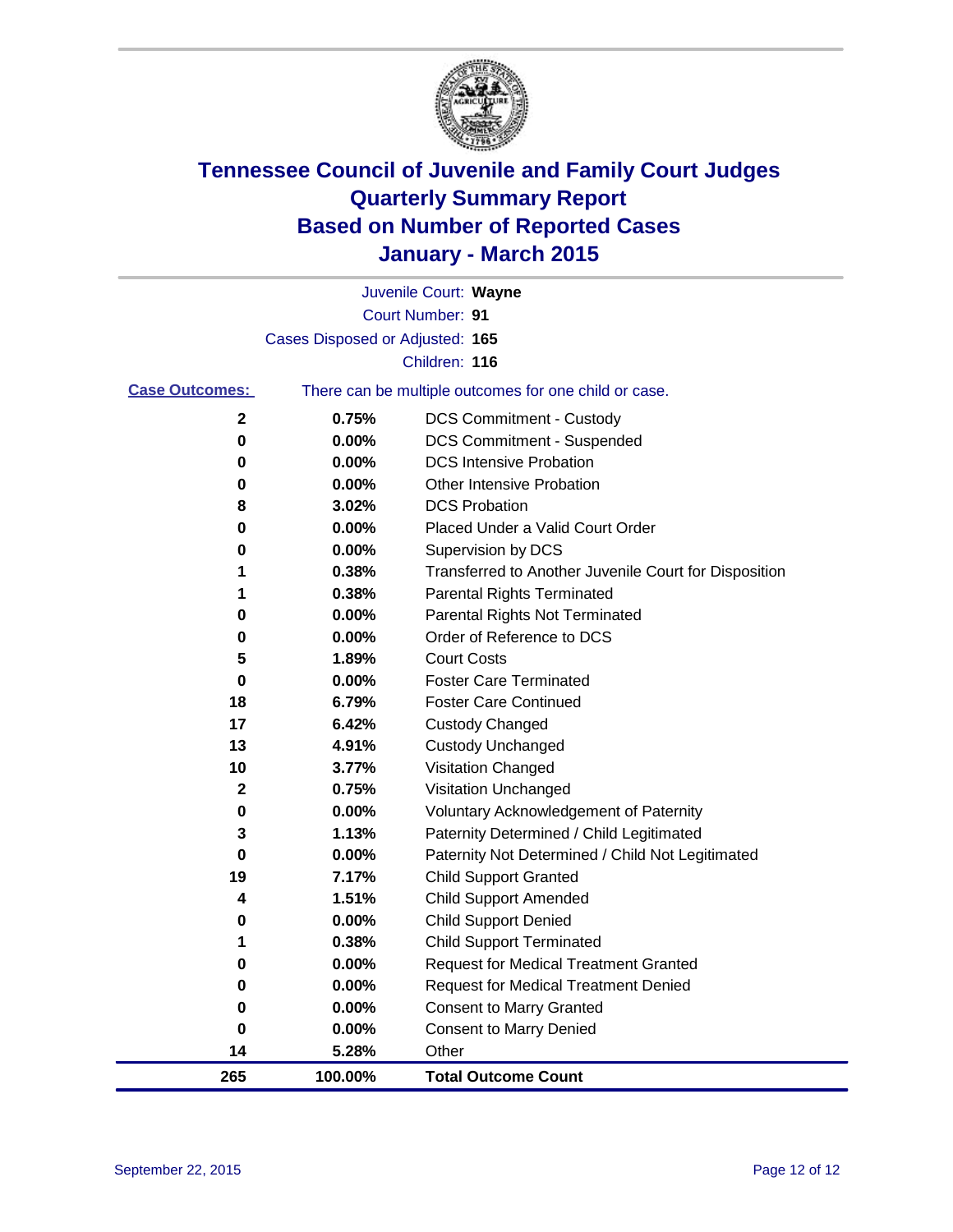# Tennessee Council of Juvenile and Family Court Judges
# Quarterly Summary Report
# Based on Number of Reported Cases
# January - March 2015

Juvenile Court: **Wayne**

Court Number: **91**

Cases Disposed or Adjusted: **165**

Children: **116**

**Case Outcomes:** There can be multiple outcomes for one child or case.

| | | |
|---|---|---|
| 2 | 0.75% | DCS Commitment - Custody |
| 0 | 0.00% | DCS Commitment - Suspended |
| 0 | 0.00% | DCS Intensive Probation |
| 0 | 0.00% | Other Intensive Probation |
| 8 | 3.02% | DCS Probation |
| 0 | 0.00% | Placed Under a Valid Court Order |
| 0 | 0.00% | Supervision by DCS |
| 1 | 0.38% | Transferred to Another Juvenile Court for Disposition |
| 1 | 0.38% | Parental Rights Terminated |
| 0 | 0.00% | Parental Rights Not Terminated |
| 0 | 0.00% | Order of Reference to DCS |
| 5 | 1.89% | Court Costs |
| 0 | 0.00% | Foster Care Terminated |
| 18 | 6.79% | Foster Care Continued |
| 17 | 6.42% | Custody Changed |
| 13 | 4.91% | Custody Unchanged |
| 10 | 3.77% | Visitation Changed |
| 2 | 0.75% | Visitation Unchanged |
| 0 | 0.00% | Voluntary Acknowledgement of Paternity |
| 3 | 1.13% | Paternity Determined / Child Legitimated |
| 0 | 0.00% | Paternity Not Determined / Child Not Legitimated |
| 19 | 7.17% | Child Support Granted |
| 4 | 1.51% | Child Support Amended |
| 0 | 0.00% | Child Support Denied |
| 1 | 0.38% | Child Support Terminated |
| 0 | 0.00% | Request for Medical Treatment Granted |
| 0 | 0.00% | Request for Medical Treatment Denied |
| 0 | 0.00% | Consent to Marry Granted |
| 0 | 0.00% | Consent to Marry Denied |
| 14 | 5.28% | Other |
| **265** | **100.00%** | **Total Outcome Count** |

September 22, 2015